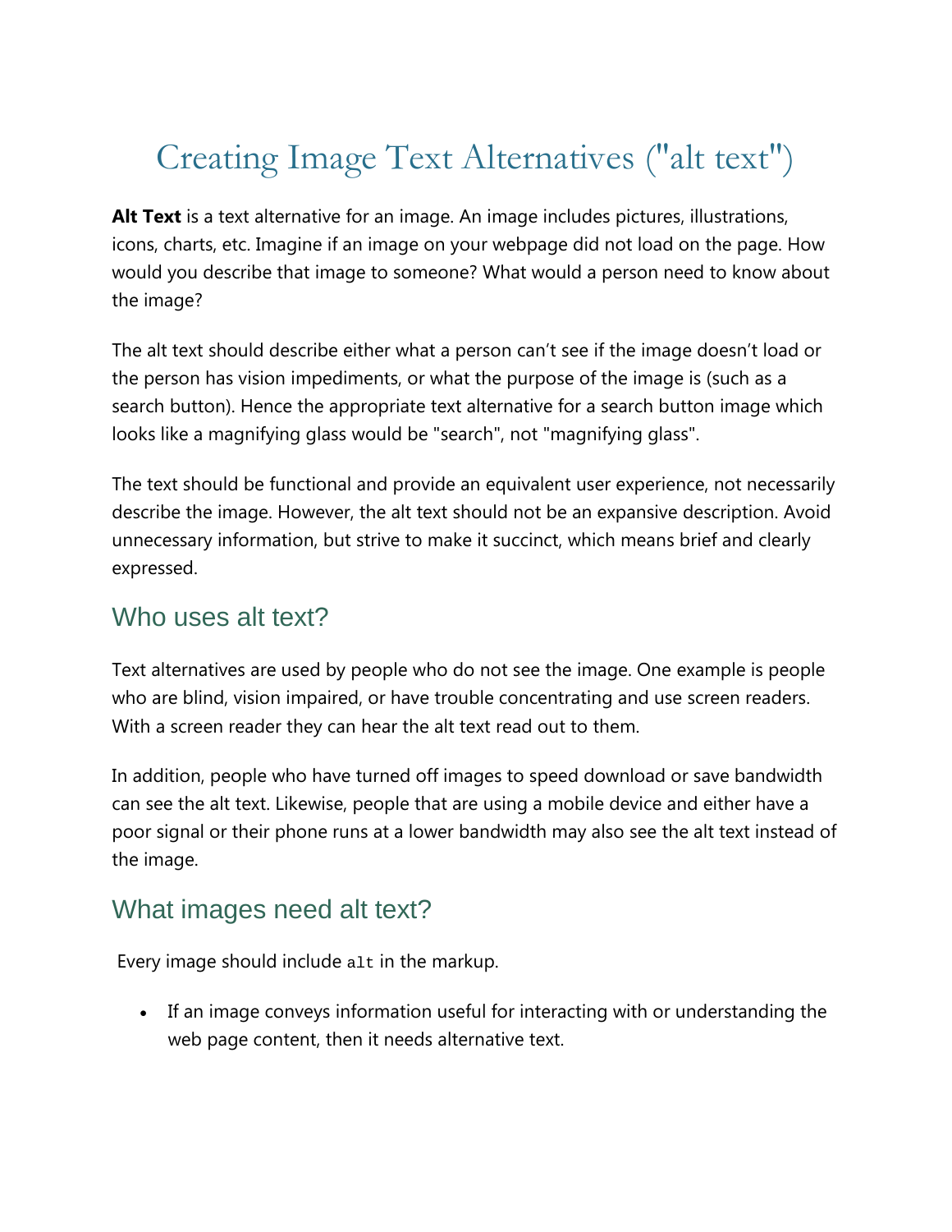# Creating Image Text Alternatives ("alt text")

**Alt Text** is a text alternative for an image. An image includes pictures, illustrations, icons, charts, etc. Imagine if an image on your webpage did not load on the page. How would you describe that image to someone? What would a person need to know about the image?

The alt text should describe either what a person can't see if the image doesn't load or the person has vision impediments, or what the purpose of the image is (such as a search button). Hence the appropriate text alternative for a search button image which looks like a magnifying glass would be "search", not "magnifying glass".

The text should be functional and provide an equivalent user experience, not necessarily describe the image. However, the alt text should not be an expansive description. Avoid unnecessary information, but strive to make it succinct, which means brief and clearly expressed.

## Who uses alt text?

Text alternatives are used by people who do not see the image. One example is people who are blind, vision impaired, or have trouble concentrating and use screen readers. With a screen reader they can hear the alt text read out to them.

In addition, people who have turned off images to speed download or save bandwidth can see the alt text. Likewise, people that are using a mobile device and either have a poor signal or their phone runs at a lower bandwidth may also see the alt text instead of the image.

## What images need alt text?

Every image should include `alt` in the markup.

- If an image conveys information useful for interacting with or understanding the web page content, then it needs alternative text.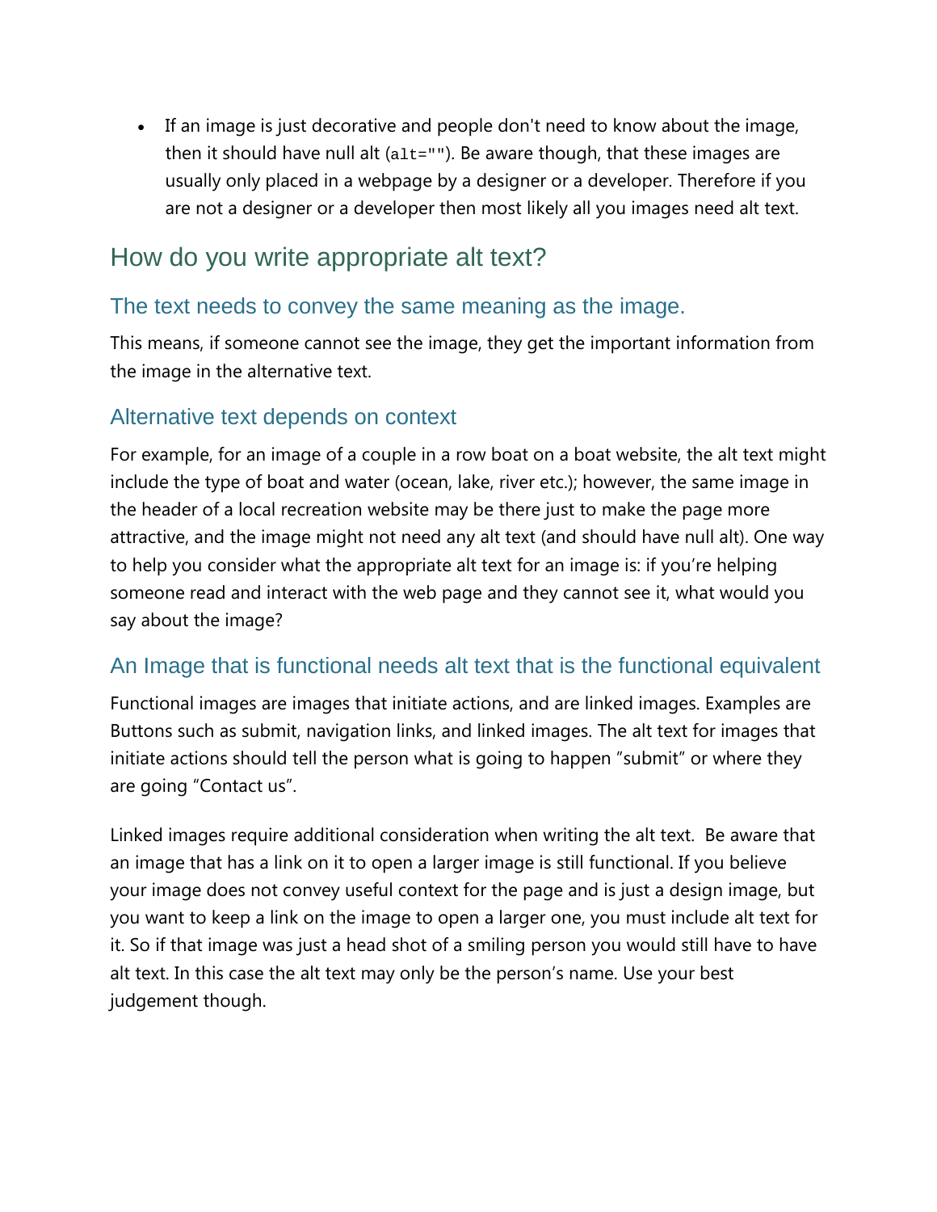- If an image is just decorative and people don't need to know about the image, then it should have null alt (`alt=""`). Be aware though, that these images are usually only placed in a webpage by a designer or a developer. Therefore if you are not a designer or a developer then most likely all you images need alt text.

## How do you write appropriate alt text?

### The text needs to convey the same meaning as the image.

This means, if someone cannot see the image, they get the important information from the image in the alternative text.

### Alternative text depends on context

For example, for an image of a couple in a row boat on a boat website, the alt text might include the type of boat and water (ocean, lake, river etc.); however, the same image in the header of a local recreation website may be there just to make the page more attractive, and the image might not need any alt text (and should have null alt). One way to help you consider what the appropriate alt text for an image is: if you're helping someone read and interact with the web page and they cannot see it, what would you say about the image?

### An Image that is functional needs alt text that is the functional equivalent

Functional images are images that initiate actions, and are linked images. Examples are Buttons such as submit, navigation links, and linked images. The alt text for images that initiate actions should tell the person what is going to happen "submit" or where they are going "Contact us".

Linked images require additional consideration when writing the alt text. Be aware that an image that has a link on it to open a larger image is still functional. If you believe your image does not convey useful context for the page and is just a design image, but you want to keep a link on the image to open a larger one, you must include alt text for it. So if that image was just a head shot of a smiling person you would still have to have alt text. In this case the alt text may only be the person's name. Use your best judgement though.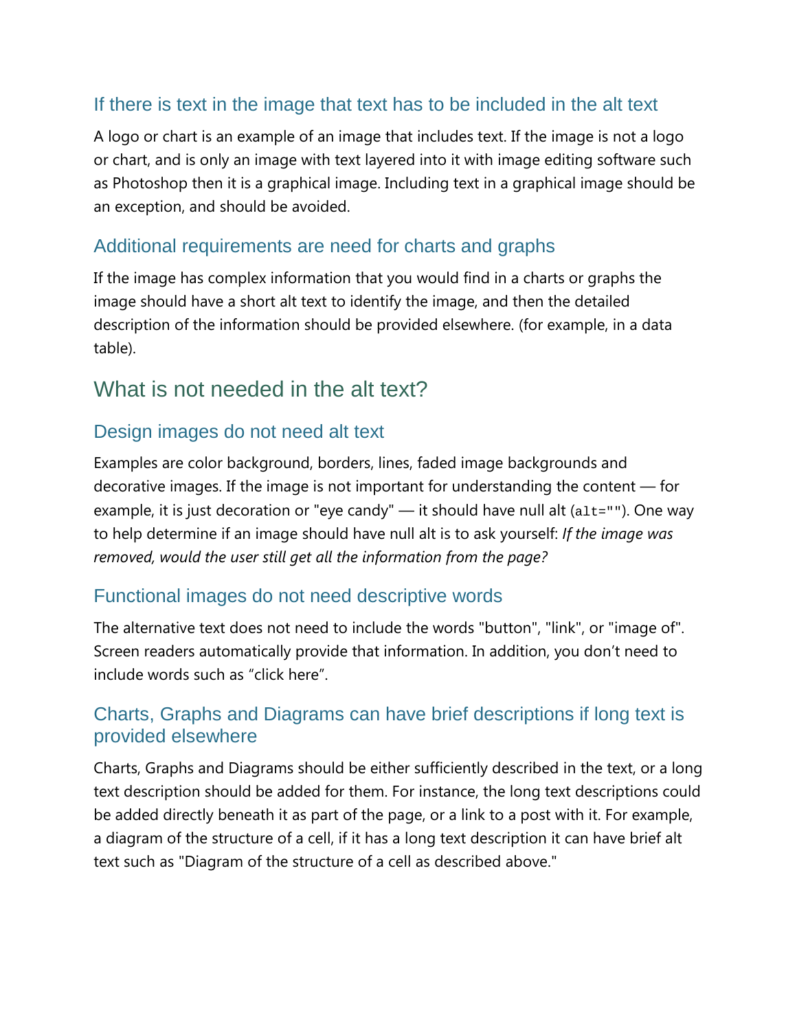### If there is text in the image that text has to be included in the alt text

A logo or chart is an example of an image that includes text. If the image is not a logo or chart, and is only an image with text layered into it with image editing software such as Photoshop then it is a graphical image. Including text in a graphical image should be an exception, and should be avoided.

### Additional requirements are need for charts and graphs

If the image has complex information that you would find in a charts or graphs the image should have a short alt text to identify the image, and then the detailed description of the information should be provided elsewhere. (for example, in a data table).

## What is not needed in the alt text?

### Design images do not need alt text

Examples are color background, borders, lines, faded image backgrounds and decorative images. If the image is not important for understanding the content — for example, it is just decoration or "eye candy" — it should have null alt (`alt=""`). One way to help determine if an image should have null alt is to ask yourself: *If the image was removed, would the user still get all the information from the page?*

### Functional images do not need descriptive words

The alternative text does not need to include the words "button", "link", or "image of". Screen readers automatically provide that information. In addition, you don't need to include words such as "click here".

### Charts, Graphs and Diagrams can have brief descriptions if long text is provided elsewhere

Charts, Graphs and Diagrams should be either sufficiently described in the text, or a long text description should be added for them. For instance, the long text descriptions could be added directly beneath it as part of the page, or a link to a post with it. For example, a diagram of the structure of a cell, if it has a long text description it can have brief alt text such as "Diagram of the structure of a cell as described above."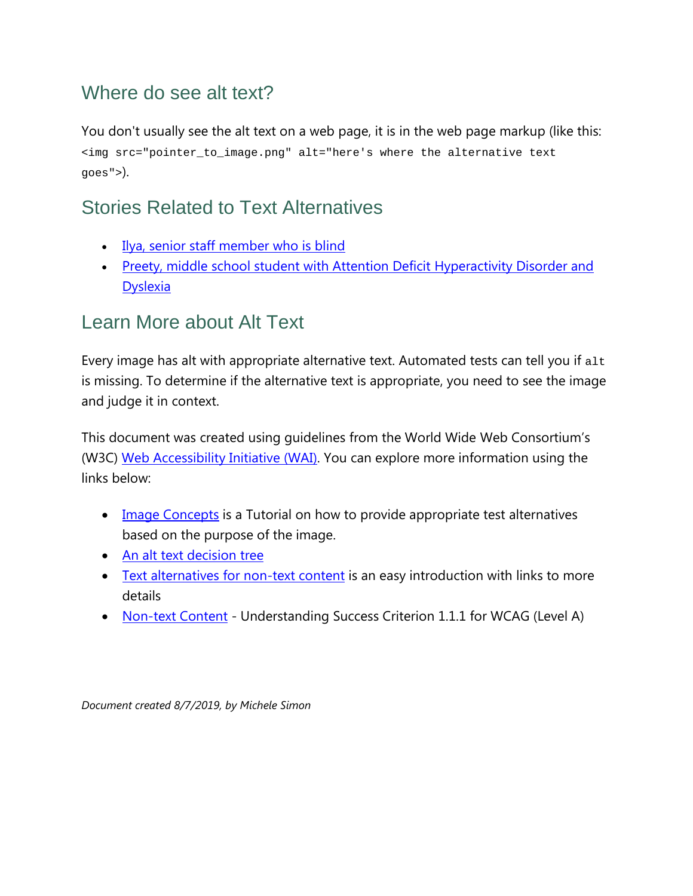## Where do see alt text?

You don't usually see the alt text on a web page, it is in the web page markup (like this: `<img src="pointer_to_image.png" alt="here's where the alternative text goes">`).

## Stories Related to Text Alternatives

- Ilya, senior staff member who is blind
- Preety, middle school student with Attention Deficit Hyperactivity Disorder and Dyslexia

## Learn More about Alt Text

Every image has alt with appropriate alternative text. Automated tests can tell you if `alt` is missing. To determine if the alternative text is appropriate, you need to see the image and judge it in context.

This document was created using guidelines from the World Wide Web Consortium's (W3C) Web Accessibility Initiative (WAI). You can explore more information using the links below:

- Image Concepts is a Tutorial on how to provide appropriate test alternatives based on the purpose of the image.
- An alt text decision tree
- Text alternatives for non-text content is an easy introduction with links to more details
- Non-text Content - Understanding Success Criterion 1.1.1 for WCAG (Level A)

*Document created 8/7/2019, by Michele Simon*